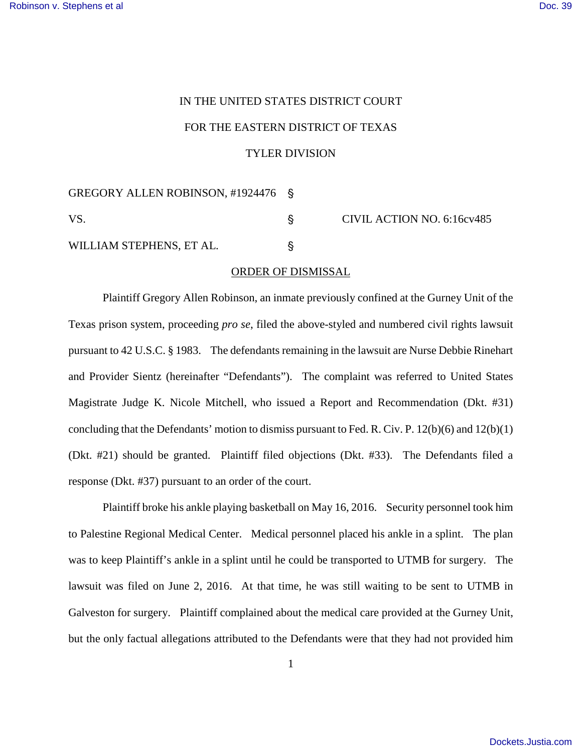IN THE UNITED STATES DISTRICT COURT

FOR THE EASTERN DISTRICT OF TEXAS

TYLER DIVISION

| | | |
|---|---|---|
| GREGORY ALLEN ROBINSON, #1924476 | § | |
| VS. | § | CIVIL ACTION NO. 6:16cv485 |
| WILLIAM STEPHENS, ET AL. | § | |

ORDER OF DISMISSAL

Plaintiff Gregory Allen Robinson, an inmate previously confined at the Gurney Unit of the Texas prison system, proceeding *pro se*, filed the above-styled and numbered civil rights lawsuit pursuant to 42 U.S.C. § 1983. The defendants remaining in the lawsuit are Nurse Debbie Rinehart and Provider Sientz (hereinafter "Defendants"). The complaint was referred to United States Magistrate Judge K. Nicole Mitchell, who issued a Report and Recommendation (Dkt. #31) concluding that the Defendants' motion to dismiss pursuant to Fed. R. Civ. P. 12(b)(6) and 12(b)(1) (Dkt. #21) should be granted. Plaintiff filed objections (Dkt. #33). The Defendants filed a response (Dkt. #37) pursuant to an order of the court.

Plaintiff broke his ankle playing basketball on May 16, 2016. Security personnel took him to Palestine Regional Medical Center. Medical personnel placed his ankle in a splint. The plan was to keep Plaintiff's ankle in a splint until he could be transported to UTMB for surgery. The lawsuit was filed on June 2, 2016. At that time, he was still waiting to be sent to UTMB in Galveston for surgery. Plaintiff complained about the medical care provided at the Gurney Unit, but the only factual allegations attributed to the Defendants were that they had not provided him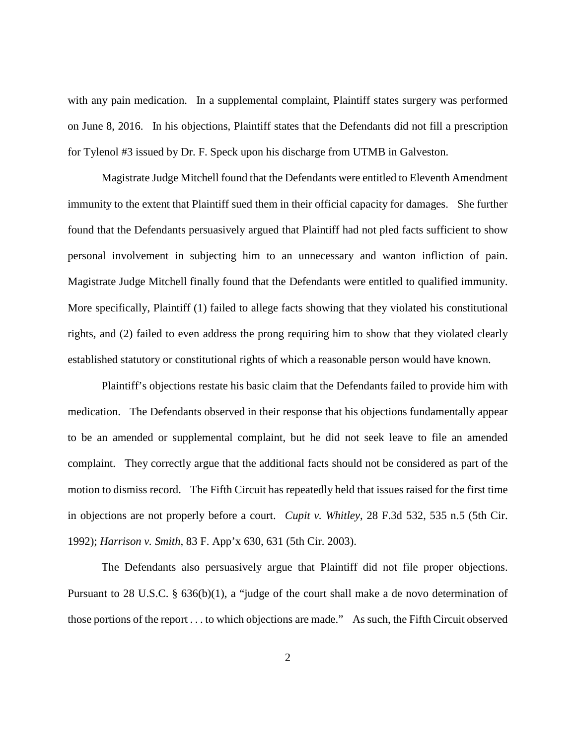with any pain medication. In a supplemental complaint, Plaintiff states surgery was performed on June 8, 2016. In his objections, Plaintiff states that the Defendants did not fill a prescription for Tylenol #3 issued by Dr. F. Speck upon his discharge from UTMB in Galveston.

Magistrate Judge Mitchell found that the Defendants were entitled to Eleventh Amendment immunity to the extent that Plaintiff sued them in their official capacity for damages. She further found that the Defendants persuasively argued that Plaintiff had not pled facts sufficient to show personal involvement in subjecting him to an unnecessary and wanton infliction of pain. Magistrate Judge Mitchell finally found that the Defendants were entitled to qualified immunity. More specifically, Plaintiff (1) failed to allege facts showing that they violated his constitutional rights, and (2) failed to even address the prong requiring him to show that they violated clearly established statutory or constitutional rights of which a reasonable person would have known.

Plaintiff's objections restate his basic claim that the Defendants failed to provide him with medication. The Defendants observed in their response that his objections fundamentally appear to be an amended or supplemental complaint, but he did not seek leave to file an amended complaint. They correctly argue that the additional facts should not be considered as part of the motion to dismiss record. The Fifth Circuit has repeatedly held that issues raised for the first time in objections are not properly before a court. *Cupit v. Whitley*, 28 F.3d 532, 535 n.5 (5th Cir. 1992); *Harrison v. Smith*, 83 F. App'x 630, 631 (5th Cir. 2003).

The Defendants also persuasively argue that Plaintiff did not file proper objections. Pursuant to 28 U.S.C. § 636(b)(1), a "judge of the court shall make a de novo determination of those portions of the report . . . to which objections are made." As such, the Fifth Circuit observed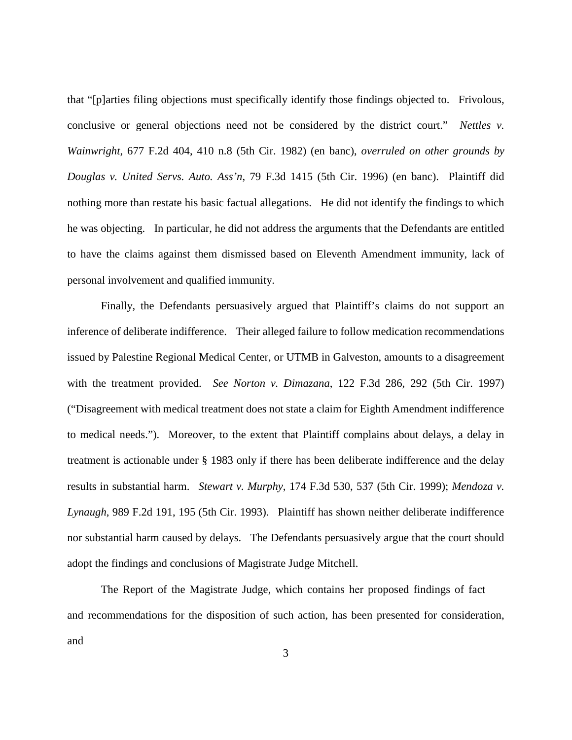that "[p]arties filing objections must specifically identify those findings objected to. Frivolous, conclusive or general objections need not be considered by the district court." *Nettles v. Wainwright*, 677 F.2d 404, 410 n.8 (5th Cir. 1982) (en banc), *overruled on other grounds by Douglas v. United Servs. Auto. Ass'n*, 79 F.3d 1415 (5th Cir. 1996) (en banc). Plaintiff did nothing more than restate his basic factual allegations. He did not identify the findings to which he was objecting. In particular, he did not address the arguments that the Defendants are entitled to have the claims against them dismissed based on Eleventh Amendment immunity, lack of personal involvement and qualified immunity.

Finally, the Defendants persuasively argued that Plaintiff's claims do not support an inference of deliberate indifference. Their alleged failure to follow medication recommendations issued by Palestine Regional Medical Center, or UTMB in Galveston, amounts to a disagreement with the treatment provided. *See Norton v. Dimazana*, 122 F.3d 286, 292 (5th Cir. 1997) ("Disagreement with medical treatment does not state a claim for Eighth Amendment indifference to medical needs."). Moreover, to the extent that Plaintiff complains about delays, a delay in treatment is actionable under § 1983 only if there has been deliberate indifference and the delay results in substantial harm. *Stewart v. Murphy*, 174 F.3d 530, 537 (5th Cir. 1999); *Mendoza v. Lynaugh*, 989 F.2d 191, 195 (5th Cir. 1993). Plaintiff has shown neither deliberate indifference nor substantial harm caused by delays. The Defendants persuasively argue that the court should adopt the findings and conclusions of Magistrate Judge Mitchell.

The Report of the Magistrate Judge, which contains her proposed findings of fact and recommendations for the disposition of such action, has been presented for consideration, and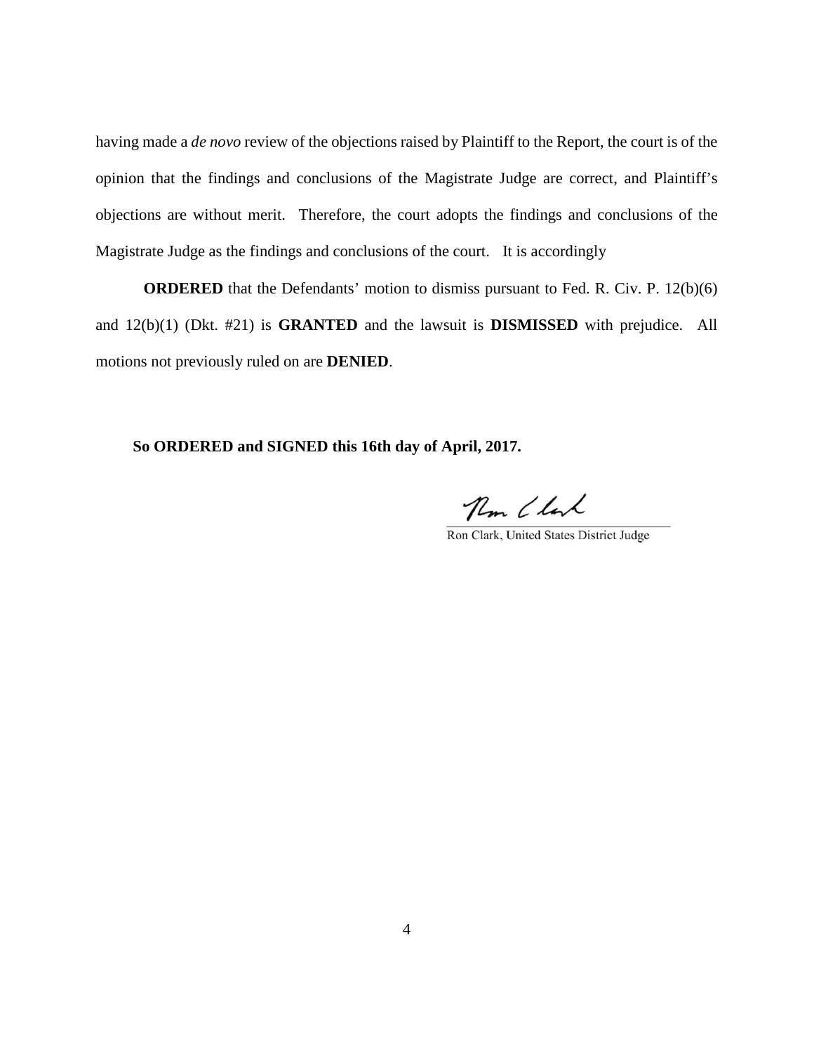having made a *de novo* review of the objections raised by Plaintiff to the Report, the court is of the opinion that the findings and conclusions of the Magistrate Judge are correct, and Plaintiff's objections are without merit. Therefore, the court adopts the findings and conclusions of the Magistrate Judge as the findings and conclusions of the court. It is accordingly

**ORDERED** that the Defendants' motion to dismiss pursuant to Fed. R. Civ. P. 12(b)(6) and 12(b)(1) (Dkt. #21) is **GRANTED** and the lawsuit is **DISMISSED** with prejudice. All motions not previously ruled on are **DENIED**.

**So ORDERED and SIGNED this 16th day of April, 2017.**

Ron Clark, United States District Judge